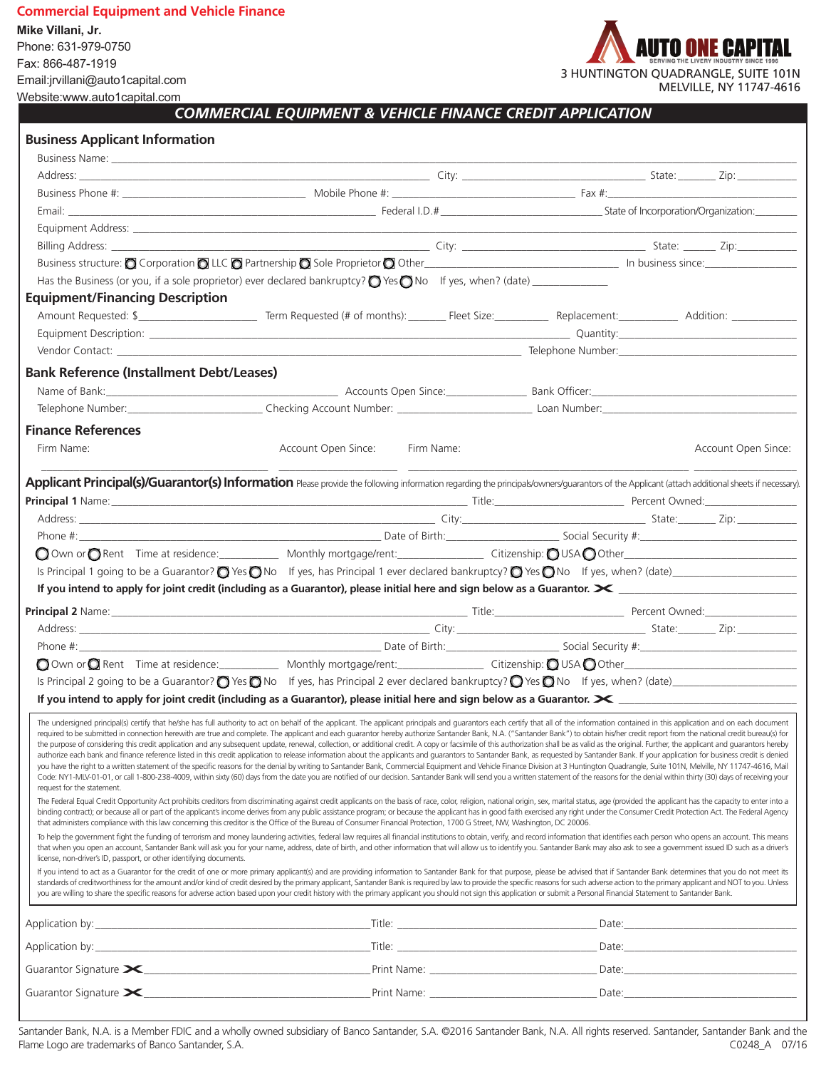**Commercial Equipment and Vehicle Finance**

**Mike Villani, Jr.**
Phone: 631-979-0750
Fax: 866-487-1919
Email:jrvillani@auto1capital.com
Website:www.auto1capital.com

**AUTO ONE CAPITAL**
SERVING THE LIVERY INDUSTRY SINCE 1996
3 HUNTINGTON QUADRANGLE, SUITE 101N
MELVILLE, NY 11747-4616

# *COMMERCIAL EQUIPMENT & VEHICLE FINANCE CREDIT APPLICATION*

## Business Applicant Information

Business Name: ______________________________

Address: ______________________________ City: ______________________________ State: ________ Zip: ____________

Business Phone #: ______________________________ Mobile Phone #: ______________________________ Fax #: ______________________________

Email: ______________________________ Federal I.D.# ______________________________ State of Incorporation/Organization: ________

Equipment Address: ______________________________

Billing Address: ______________________________ City: ______________________________ State: ________ Zip: ____________

Business structure: ○ Corporation ○ LLC ○ Partnership ○ Sole Proprietor ○ Other______________________________ In business since: ________________

Has the Business (or you, if a sole proprietor) ever declared bankruptcy? ○ Yes ○ No If yes, when? (date) ______________

## Equipment/Financing Description

Amount Requested: $____________________ Term Requested (# of months): ________ Fleet Size: __________ Replacement: __________ Addition: ____________

Equipment Description: ______________________________ Quantity: ______________________________

Vendor Contact: ______________________________ Telephone Number: ______________________________

## Bank Reference (Installment Debt/Leases)

Name of Bank: ______________________________ Accounts Open Since: ______________ Bank Officer: ______________________________

Telephone Number: ______________________ Checking Account Number: ______________________ Loan Number: ______________________________

## Finance References

| Firm Name: | Account Open Since: | Firm Name: | Account Open Since: |
|---|---|---|---|
| | | | |

## Applicant Principal(s)/Guarantor(s) Information

Please provide the following information regarding the principals/owners/guarantors of the Applicant (attach additional sheets if necessary).

**Principal 1** Name: ______________________________ Title: ______________________ Percent Owned: ________________

Address: ______________________________ City: ______________________________ State: ________ Zip: ____________

Phone #: ______________________________ Date of Birth: ______________________ Social Security #: ______________________________

○ Own or ○ Rent Time at residence: ____________ Monthly mortgage/rent: ________________ Citizenship: ○ USA ○ Other______________________________

Is Principal 1 going to be a Guarantor? ○ Yes ○ No If yes, has Principal 1 ever declared bankruptcy? ○ Yes ○ No If yes, when? (date) ______________________

**If you intend to apply for joint credit (including as a Guarantor), please initial here and sign below as a Guarantor. ✕** ______________________________

**Principal 2** Name: ______________________________ Title: ______________________ Percent Owned: ________________

Address: ______________________________ City: ______________________________ State: ________ Zip: ____________

Phone #: ______________________________ Date of Birth: ______________________ Social Security #: ______________________________

○ Own or ○ Rent Time at residence: ____________ Monthly mortgage/rent: ________________ Citizenship: ○ USA ○ Other______________________________

Is Principal 2 going to be a Guarantor? ○ Yes ○ No If yes, has Principal 2 ever declared bankruptcy? ○ Yes ○ No If yes, when? (date) ______________________

**If you intend to apply for joint credit (including as a Guarantor), please initial here and sign below as a Guarantor. ✕** ______________________________

The undersigned principal(s) certify that he/she has full authority to act on behalf of the applicant. The applicant principals and guarantors each certify that all of the information contained in this application and on each document required to be submitted in connection herewith are true and complete. The applicant and each guarantor hereby authorize Santander Bank, N.A. ("Santander Bank") to obtain his/her credit report from the national credit bureau(s) for the purpose of considering this credit application and any subsequent update, renewal, collection, or additional credit. A copy or facsimile of this authorization shall be as valid as the original. Further, the applicant and guarantors hereby authorize each bank and finance reference listed in this credit application to release information about the applicants and guarantors to Santander Bank, as requested by Santander Bank. If your application for business credit is denied you have the right to a written statement of the specific reasons for the denial by writing to Santander Bank, Commercial Equipment and Vehicle Finance Division at 3 Huntington Quadrangle, Suite 101N, Melville, NY 11747-4616, Mail Code: NY1-MLV-01-01, or call 1-800-238-4009, within sixty (60) days from the date you are notified of our decision. Santander Bank will send you a written statement of the reasons for the denial within thirty (30) days of receiving your request for the statement.

The Federal Equal Credit Opportunity Act prohibits creditors from discriminating against credit applicants on the basis of race, color, religion, national origin, sex, marital status, age (provided the applicant has the capacity to enter into a binding contract); or because all or part of the applicant's income derives from any public assistance program; or because the applicant has in good faith exercised any right under the Consumer Credit Protection Act. The Federal Agency that administers compliance with this law concerning this creditor is the Office of the Bureau of Consumer Financial Protection, 1700 G Street, NW, Washington, DC 20006.

To help the government fight the funding of terrorism and money laundering activities, federal law requires all financial institutions to obtain, verify, and record information that identifies each person who opens an account. This means that when you open an account, Santander Bank will ask you for your name, address, date of birth, and other information that will allow us to identify you. Santander Bank may also ask to see a government issued ID such as a driver's license, non-driver's ID, passport, or other identifying documents.

If you intend to act as a Guarantor for the credit of one or more primary applicant(s) and are providing information to Santander Bank for that purpose, please be advised that if Santander Bank determines that you do not meet its standards of creditworthiness for the amount and/or kind of credit desired by the primary applicant, Santander Bank is required by law to provide the specific reasons for such adverse action to the primary applicant and NOT to you. Unless you are willing to share the specific reasons for adverse action based upon your credit history with the primary applicant you should not sign this application or submit a Personal Financial Statement to Santander Bank.

Application by: ______________________________ Title: ______________________________ Date: ______________________________

Application by: ______________________________ Title: ______________________________ Date: ______________________________

Guarantor Signature ✕ ______________________________ Print Name: ______________________________ Date: ______________________________

Guarantor Signature ✕ ______________________________ Print Name: ______________________________ Date: ______________________________

Santander Bank, N.A. is a Member FDIC and a wholly owned subsidiary of Banco Santander, S.A. ©2016 Santander Bank, N.A. All rights reserved. Santander, Santander Bank and the Flame Logo are trademarks of Banco Santander, S.A.
C0248_A 07/16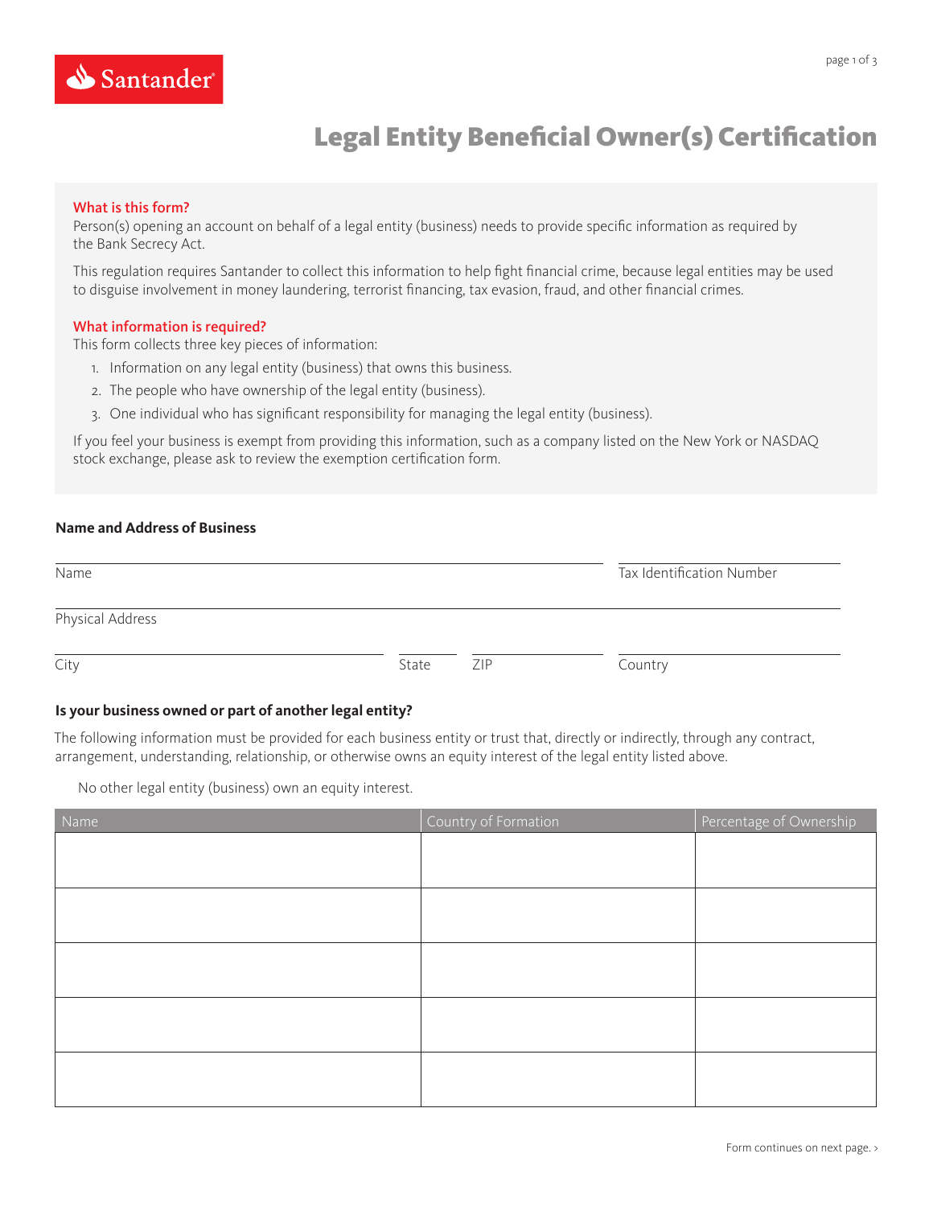# Legal Entity Beneficial Owner(s) Certification

**What is this form?**

Person(s) opening an account on behalf of a legal entity (business) needs to provide specific information as required by the Bank Secrecy Act.

This regulation requires Santander to collect this information to help fight financial crime, because legal entities may be used to disguise involvement in money laundering, terrorist financing, tax evasion, fraud, and other financial crimes.

**What information is required?**

This form collects three key pieces of information:

1. Information on any legal entity (business) that owns this business.
2. The people who have ownership of the legal entity (business).
3. One individual who has significant responsibility for managing the legal entity (business).

If you feel your business is exempt from providing this information, such as a company listed on the New York or NASDAQ stock exchange, please ask to review the exemption certification form.

### Name and Address of Business

Name ______________________ Tax Identification Number ______________________

Physical Address ______________________

City ______________________ State ______ ZIP ______ Country ______________________

### Is your business owned or part of another legal entity?

The following information must be provided for each business entity or trust that, directly or indirectly, through any contract, arrangement, understanding, relationship, or otherwise owns an equity interest of the legal entity listed above.

☐ No other legal entity (business) own an equity interest.

| Name | Country of Formation | Percentage of Ownership |
| --- | --- | --- |
| | | |
| | | |
| | | |
| | | |
| | | |

Form continues on next page. ›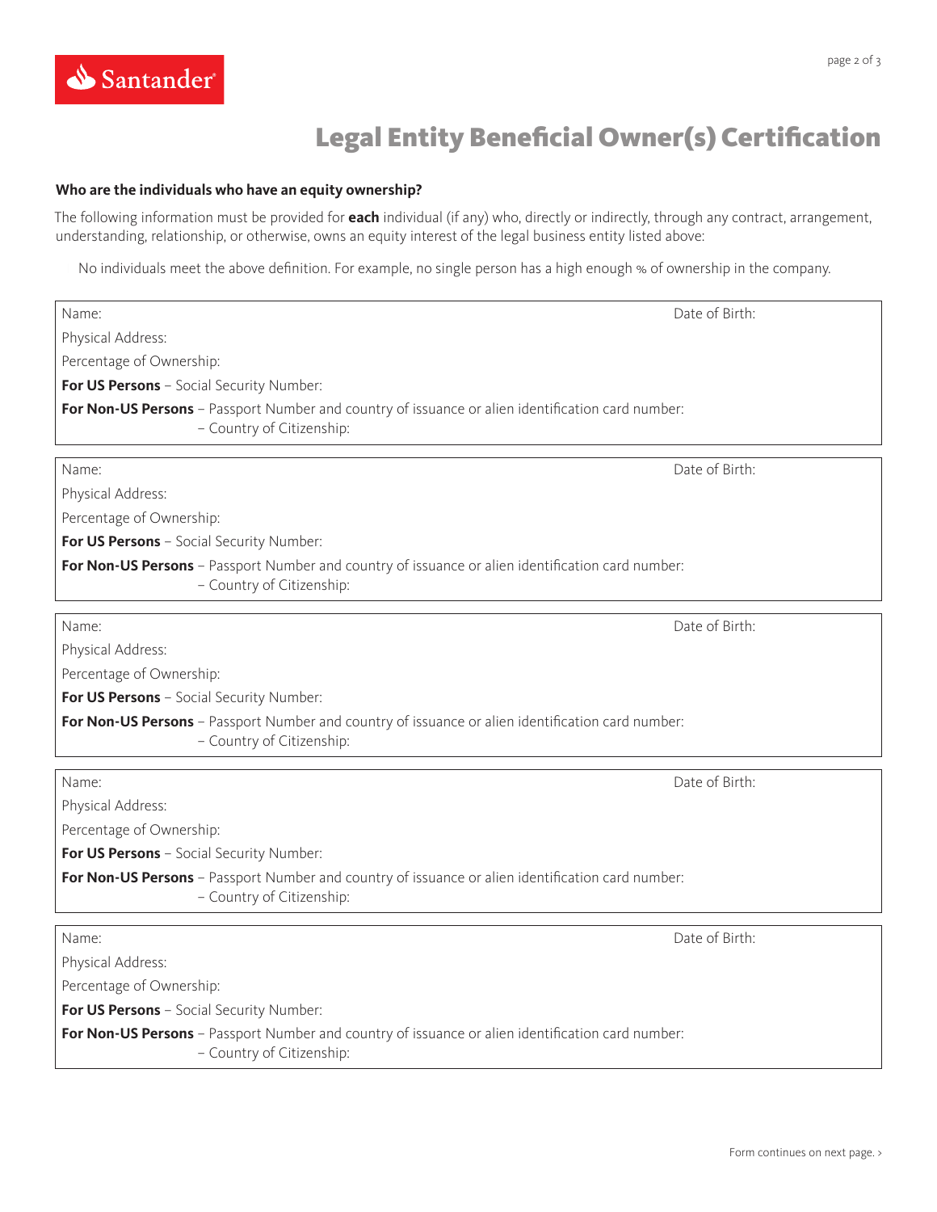# Legal Entity Beneficial Owner(s) Certification

**Who are the individuals who have an equity ownership?**

The following information must be provided for **each** individual (if any) who, directly or indirectly, through any contract, arrangement, understanding, relationship, or otherwise, owns an equity interest of the legal business entity listed above:

No individuals meet the above definition. For example, no single person has a high enough % of ownership in the company.

Name: Date of Birth:

Physical Address:

Percentage of Ownership:

**For US Persons** – Social Security Number:

**For Non-US Persons** – Passport Number and country of issuance or alien identification card number:
– Country of Citizenship:

---

Name: Date of Birth:

Physical Address:

Percentage of Ownership:

**For US Persons** – Social Security Number:

**For Non-US Persons** – Passport Number and country of issuance or alien identification card number:
– Country of Citizenship:

---

Name: Date of Birth:

Physical Address:

Percentage of Ownership:

**For US Persons** – Social Security Number:

**For Non-US Persons** – Passport Number and country of issuance or alien identification card number:
– Country of Citizenship:

---

Name: Date of Birth:

Physical Address:

Percentage of Ownership:

**For US Persons** – Social Security Number:

**For Non-US Persons** – Passport Number and country of issuance or alien identification card number:
– Country of Citizenship:

---

Name: Date of Birth:

Physical Address:

Percentage of Ownership:

**For US Persons** – Social Security Number:

**For Non-US Persons** – Passport Number and country of issuance or alien identification card number:
– Country of Citizenship:

Form continues on next page. ›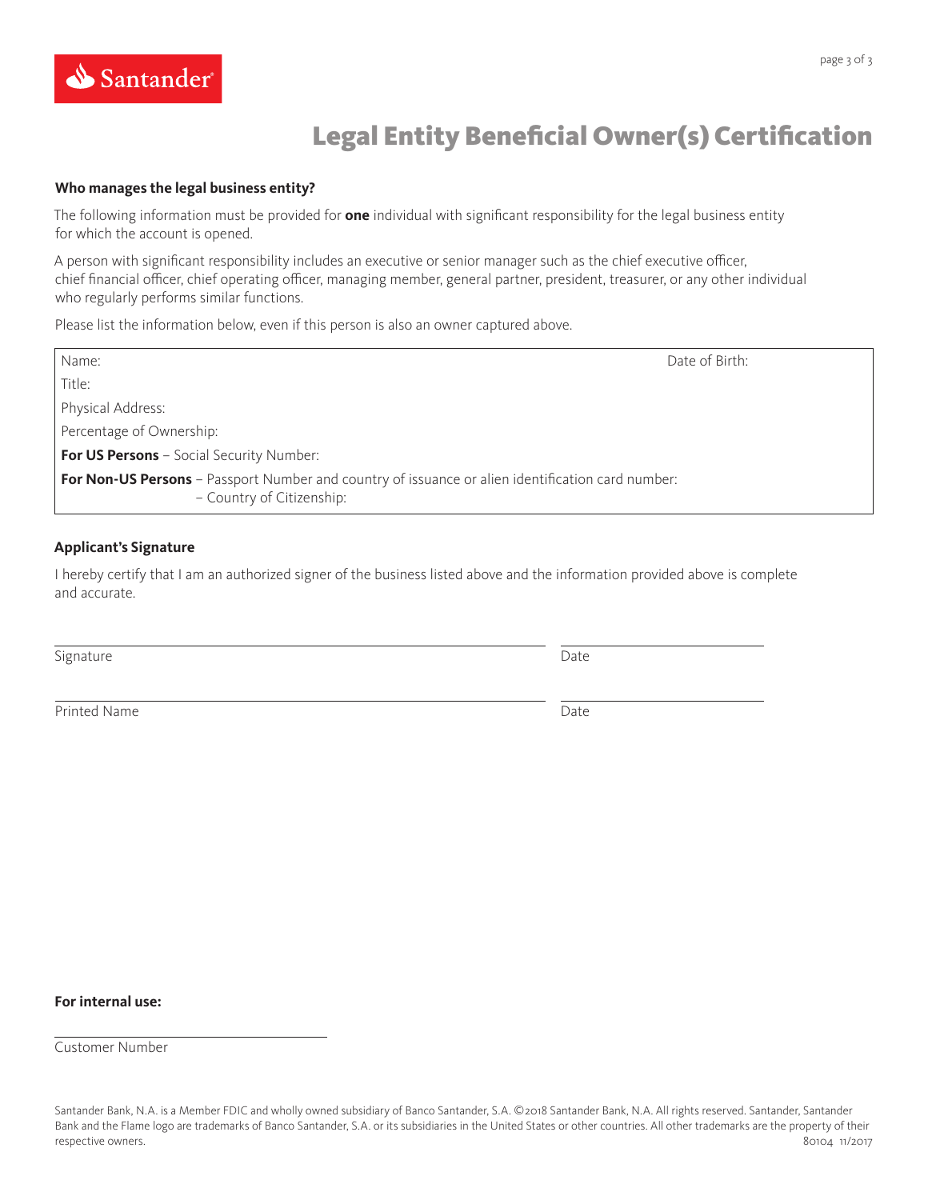# Legal Entity Beneficial Owner(s) Certification

**Who manages the legal business entity?**

The following information must be provided for **one** individual with significant responsibility for the legal business entity for which the account is opened.

A person with significant responsibility includes an executive or senior manager such as the chief executive officer, chief financial officer, chief operating officer, managing member, general partner, president, treasurer, or any other individual who regularly performs similar functions.

Please list the information below, even if this person is also an owner captured above.

| | |
|---|---|
| Name: | Date of Birth: |
| Title: | |
| Physical Address: | |
| Percentage of Ownership: | |
| **For US Persons** – Social Security Number: | |
| **For Non-US Persons** – Passport Number and country of issuance or alien identification card number:<br>– Country of Citizenship: | |

**Applicant's Signature**

I hereby certify that I am an authorized signer of the business listed above and the information provided above is complete and accurate.

Signature ______________________ Date ______________

Printed Name ______________________ Date ______________

**For internal use:**

Customer Number ______________________

Santander Bank, N.A. is a Member FDIC and wholly owned subsidiary of Banco Santander, S.A. ©2018 Santander Bank, N.A. All rights reserved. Santander, Santander Bank and the Flame logo are trademarks of Banco Santander, S.A. or its subsidiaries in the United States or other countries. All other trademarks are the property of their respective owners.

80104 11/2017